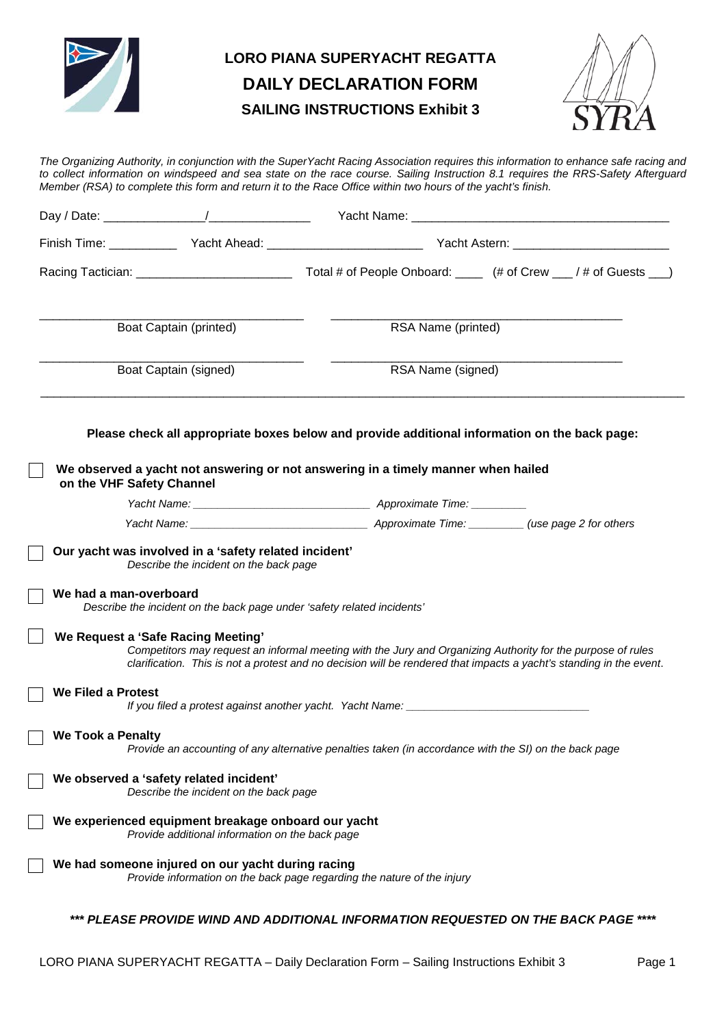# LORO PIANA SUPERYACHT REGATTA
## DAILY DECLARATION FORM
### SAILING INSTRUCTIONS Exhibit 3

*The Organizing Authority, in conjunction with the SuperYacht Racing Association requires this information to enhance safe racing and to collect information on windspeed and sea state on the race course. Sailing Instruction 8.1 requires the RRS-Safety Afterguard Member (RSA) to complete this form and return it to the Race Office within two hours of the yacht's finish.*

Day / Date: _______________/_______________ Yacht Name: ______________________________________

Finish Time: __________ Yacht Ahead: _______________________ Yacht Astern: _______________________

Racing Tactician: _______________________ Total # of People Onboard: ____ (# of Crew ___ / # of Guests ___)

_____________________________________ _________________________________________

Boat Captain (printed) RSA Name (printed)

_____________________________________ _________________________________________

Boat Captain (signed) RSA Name (signed)

---

**Please check all appropriate boxes below and provide additional information on the back page:**

☐ **We observed a yacht not answering or not answering in a timely manner when hailed on the VHF Safety Channel**

*Yacht Name: ____________________________ Approximate Time: _________*

*Yacht Name: ____________________________ Approximate Time: _________ (use page 2 for others*

☐ **Our yacht was involved in a 'safety related incident'**
*Describe the incident on the back page*

☐ **We had a man-overboard**
*Describe the incident on the back page under 'safety related incidents'*

☐ **We Request a 'Safe Racing Meeting'**
*Competitors may request an informal meeting with the Jury and Organizing Authority for the purpose of rules clarification. This is not a protest and no decision will be rendered that impacts a yacht's standing in the event.*

☐ **We Filed a Protest**
*If you filed a protest against another yacht. Yacht Name: ____________________________*

☐ **We Took a Penalty**
*Provide an accounting of any alternative penalties taken (in accordance with the SI) on the back page*

☐ **We observed a 'safety related incident'**
*Describe the incident on the back page*

☐ **We experienced equipment breakage onboard our yacht**
*Provide additional information on the back page*

☐ **We had someone injured on our yacht during racing**
*Provide information on the back page regarding the nature of the injury*

***\*\*\* PLEASE PROVIDE WIND AND ADDITIONAL INFORMATION REQUESTED ON THE BACK PAGE \*\*\*\****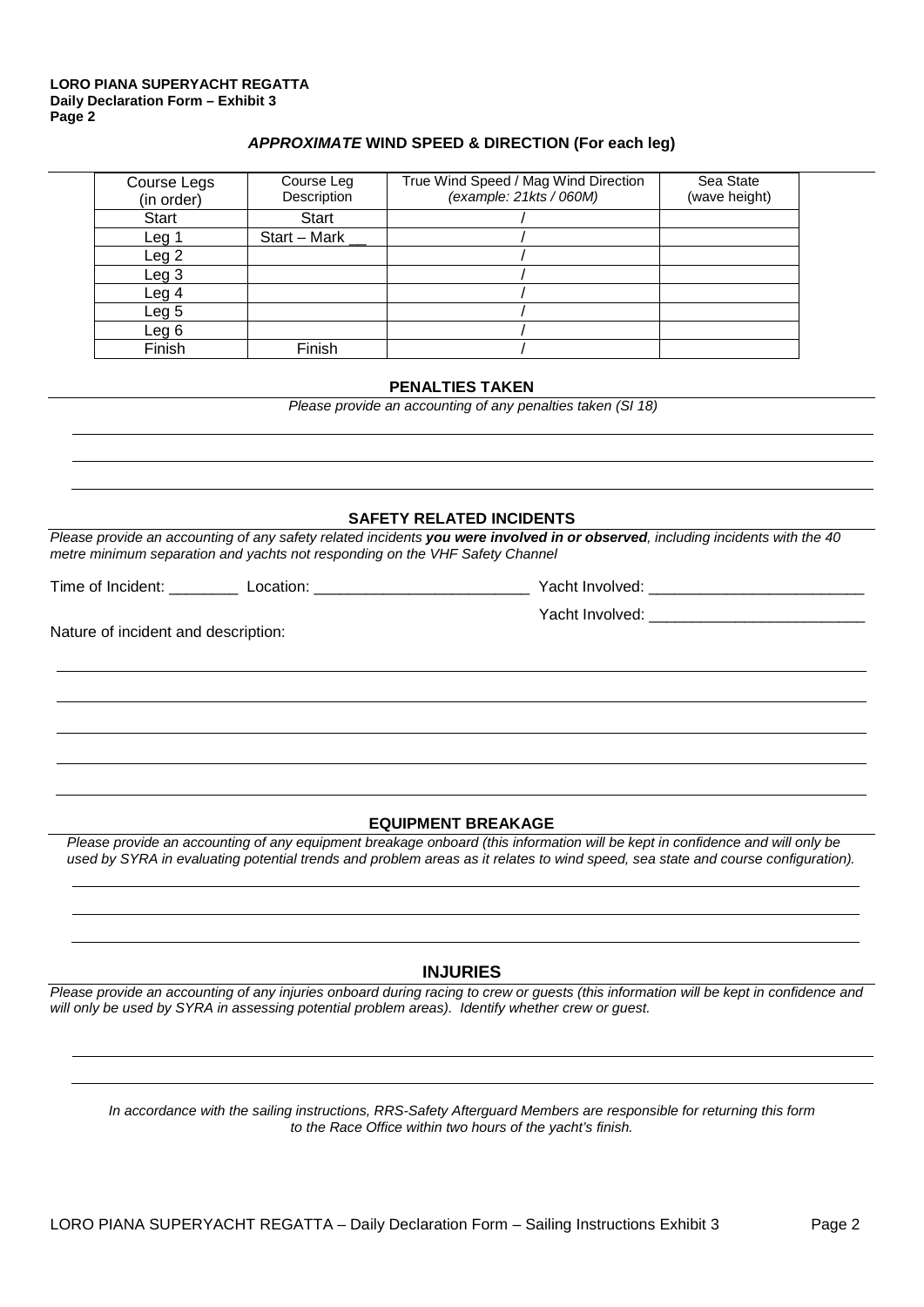**LORO PIANA SUPERYACHT REGATTA**
**Daily Declaration Form – Exhibit 3**
**Page 2**

## ***APPROXIMATE* WIND SPEED & DIRECTION (For each leg)**

| Course Legs (in order) | Course Leg Description | True Wind Speed / Mag Wind Direction *(example: 21kts / 060M)* | Sea State (wave height) |
|---|---|---|---|
| Start | Start | / | |
| Leg 1 | Start – Mark __ | / | |
| Leg 2 | | / | |
| Leg 3 | | / | |
| Leg 4 | | / | |
| Leg 5 | | / | |
| Leg 6 | | / | |
| Finish | Finish | / | |

## **PENALTIES TAKEN**

*Please provide an accounting of any penalties taken (SI 18)*

______________________________________________________________________

______________________________________________________________________

______________________________________________________________________

## **SAFETY RELATED INCIDENTS**

*Please provide an accounting of any safety related incidents **you were involved in or observed**, including incidents with the 40 metre minimum separation and yachts not responding on the VHF Safety Channel*

Time of Incident: ________ Location: _________________________ Yacht Involved: _________________________

Yacht Involved: _________________________

Nature of incident and description:

______________________________________________________________________

______________________________________________________________________

______________________________________________________________________

______________________________________________________________________

______________________________________________________________________

## **EQUIPMENT BREAKAGE**

*Please provide an accounting of any equipment breakage onboard (this information will be kept in confidence and will only be used by SYRA in evaluating potential trends and problem areas as it relates to wind speed, sea state and course configuration).*

______________________________________________________________________

______________________________________________________________________

______________________________________________________________________

## **INJURIES**

*Please provide an accounting of any injuries onboard during racing to crew or guests (this information will be kept in confidence and will only be used by SYRA in assessing potential problem areas). Identify whether crew or guest.*

______________________________________________________________________

______________________________________________________________________

*In accordance with the sailing instructions, RRS-Safety Afterguard Members are responsible for returning this form to the Race Office within two hours of the yacht's finish.*